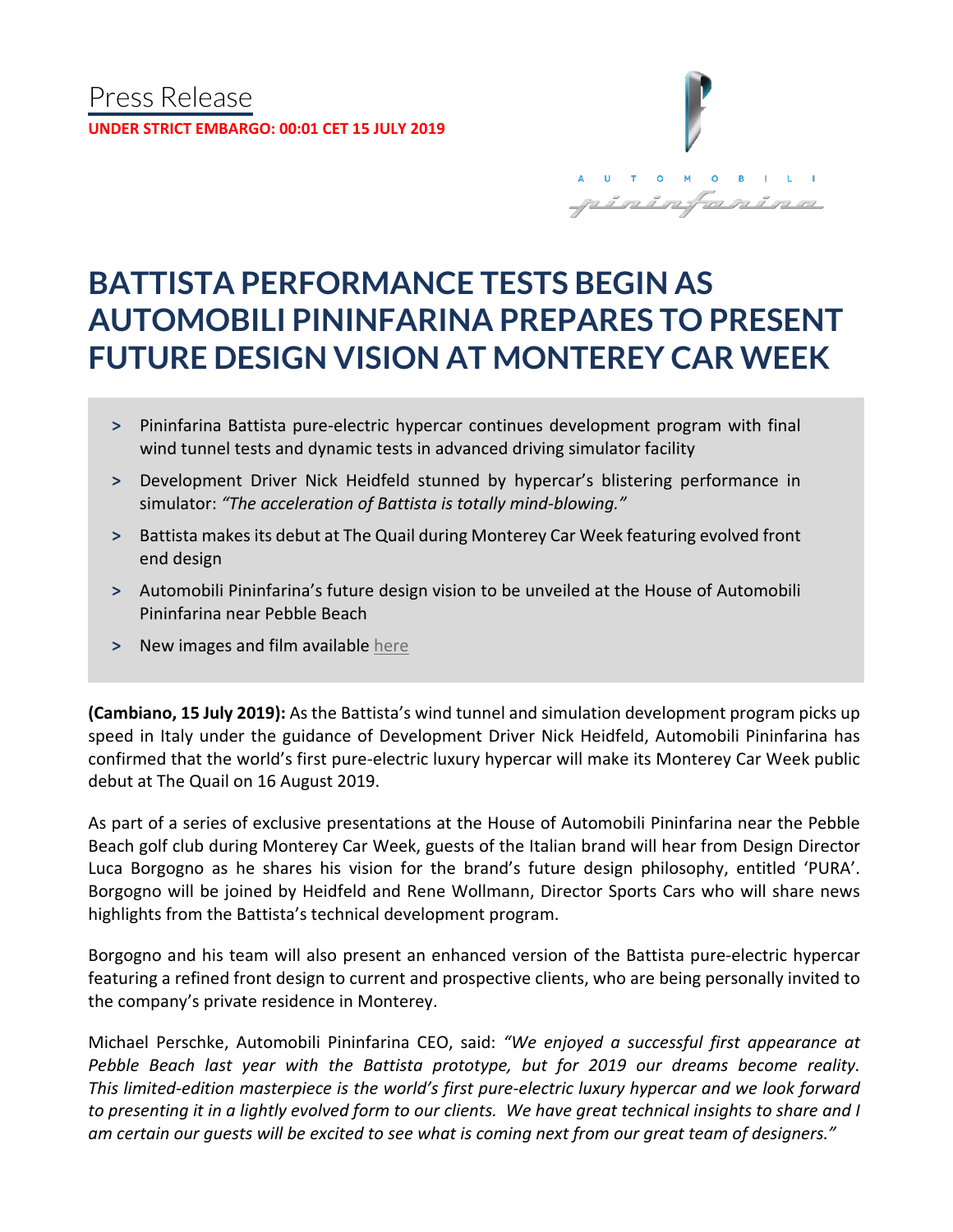Press Release

**UNDER STRICT EMBARGO: 00:01 CET 15 JULY 2019**

AUTOMOBILI pininfarina

# BATTISTA PERFORMANCE TESTS BEGIN AS AUTOMOBILI PININFARINA PREPARES TO PRESENT FUTURE DESIGN VISION AT MONTEREY CAR WEEK

- Pininfarina Battista pure-electric hypercar continues development program with final wind tunnel tests and dynamic tests in advanced driving simulator facility
- Development Driver Nick Heidfeld stunned by hypercar's blistering performance in simulator: *"The acceleration of Battista is totally mind-blowing."*
- Battista makes its debut at The Quail during Monterey Car Week featuring evolved front end design
- Automobili Pininfarina's future design vision to be unveiled at the House of Automobili Pininfarina near Pebble Beach
- New images and film available here

**(Cambiano, 15 July 2019):** As the Battista's wind tunnel and simulation development program picks up speed in Italy under the guidance of Development Driver Nick Heidfeld, Automobili Pininfarina has confirmed that the world's first pure-electric luxury hypercar will make its Monterey Car Week public debut at The Quail on 16 August 2019.

As part of a series of exclusive presentations at the House of Automobili Pininfarina near the Pebble Beach golf club during Monterey Car Week, guests of the Italian brand will hear from Design Director Luca Borgogno as he shares his vision for the brand's future design philosophy, entitled 'PURA'. Borgogno will be joined by Heidfeld and Rene Wollmann, Director Sports Cars who will share news highlights from the Battista's technical development program.

Borgogno and his team will also present an enhanced version of the Battista pure-electric hypercar featuring a refined front design to current and prospective clients, who are being personally invited to the company's private residence in Monterey.

Michael Perschke, Automobili Pininfarina CEO, said: *"We enjoyed a successful first appearance at Pebble Beach last year with the Battista prototype, but for 2019 our dreams become reality. This limited-edition masterpiece is the world's first pure-electric luxury hypercar and we look forward to presenting it in a lightly evolved form to our clients. We have great technical insights to share and I am certain our guests will be excited to see what is coming next from our great team of designers."*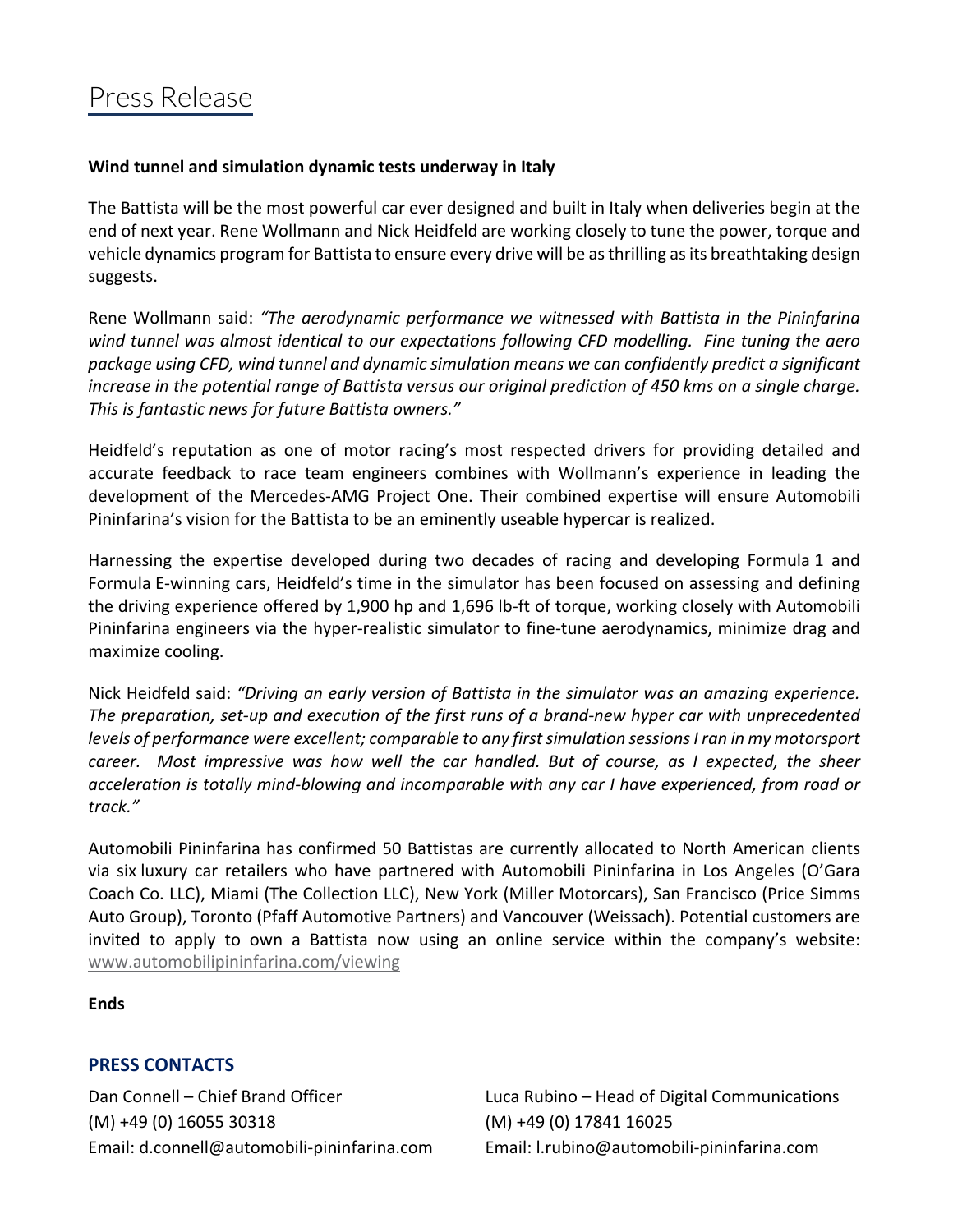# Press Release

**Wind tunnel and simulation dynamic tests underway in Italy**

The Battista will be the most powerful car ever designed and built in Italy when deliveries begin at the end of next year. Rene Wollmann and Nick Heidfeld are working closely to tune the power, torque and vehicle dynamics program for Battista to ensure every drive will be as thrilling as its breathtaking design suggests.

Rene Wollmann said: *"The aerodynamic performance we witnessed with Battista in the Pininfarina wind tunnel was almost identical to our expectations following CFD modelling. Fine tuning the aero package using CFD, wind tunnel and dynamic simulation means we can confidently predict a significant increase in the potential range of Battista versus our original prediction of 450 kms on a single charge. This is fantastic news for future Battista owners."*

Heidfeld's reputation as one of motor racing's most respected drivers for providing detailed and accurate feedback to race team engineers combines with Wollmann's experience in leading the development of the Mercedes-AMG Project One. Their combined expertise will ensure Automobili Pininfarina's vision for the Battista to be an eminently useable hypercar is realized.

Harnessing the expertise developed during two decades of racing and developing Formula 1 and Formula E-winning cars, Heidfeld's time in the simulator has been focused on assessing and defining the driving experience offered by 1,900 hp and 1,696 lb-ft of torque, working closely with Automobili Pininfarina engineers via the hyper-realistic simulator to fine-tune aerodynamics, minimize drag and maximize cooling.

Nick Heidfeld said: *"Driving an early version of Battista in the simulator was an amazing experience. The preparation, set-up and execution of the first runs of a brand-new hyper car with unprecedented levels of performance were excellent; comparable to any first simulation sessions I ran in my motorsport career. Most impressive was how well the car handled. But of course, as I expected, the sheer acceleration is totally mind-blowing and incomparable with any car I have experienced, from road or track."*

Automobili Pininfarina has confirmed 50 Battistas are currently allocated to North American clients via six luxury car retailers who have partnered with Automobili Pininfarina in Los Angeles (O'Gara Coach Co. LLC), Miami (The Collection LLC), New York (Miller Motorcars), San Francisco (Price Simms Auto Group), Toronto (Pfaff Automotive Partners) and Vancouver (Weissach). Potential customers are invited to apply to own a Battista now using an online service within the company's website: www.automobilipininfarina.com/viewing

**Ends**

## PRESS CONTACTS

Dan Connell – Chief Brand Officer
(M) +49 (0) 16055 30318
Email: d.connell@automobili-pininfarina.com

Luca Rubino – Head of Digital Communications
(M) +49 (0) 17841 16025
Email: l.rubino@automobili-pininfarina.com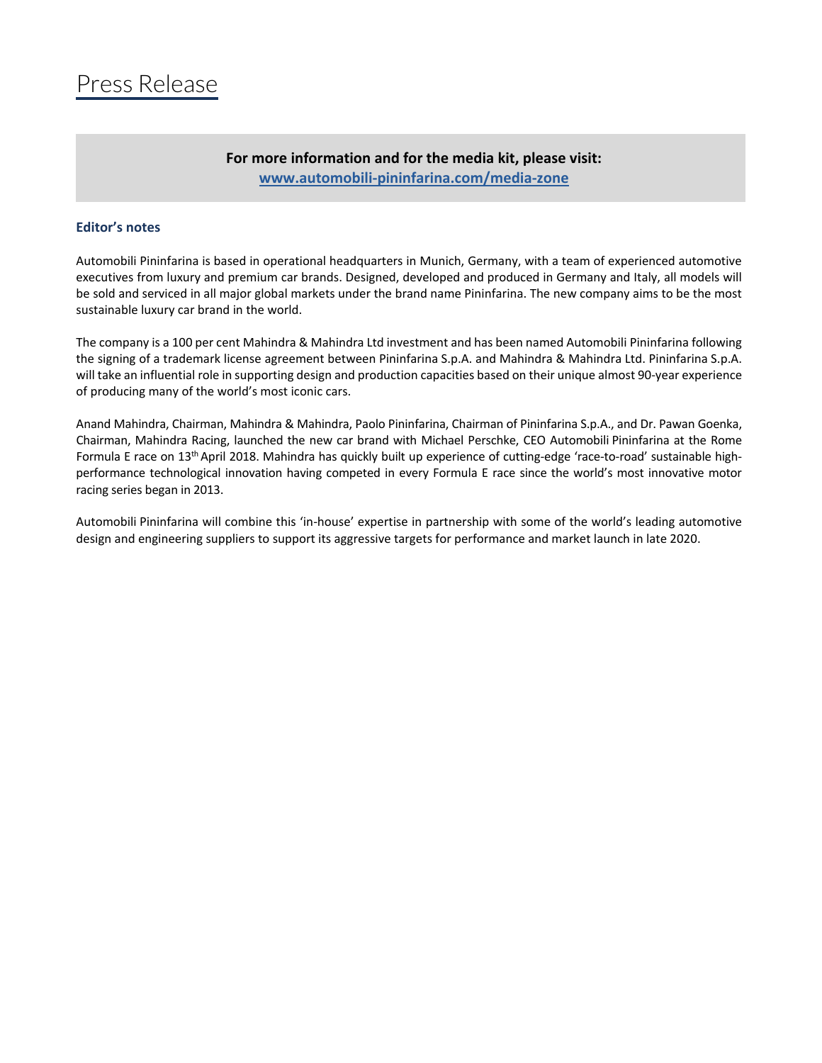# Press Release

**For more information and for the media kit, please visit:**
**[www.automobili-pininfarina.com/media-zone](www.automobili-pininfarina.com/media-zone)**

### Editor's notes

Automobili Pininfarina is based in operational headquarters in Munich, Germany, with a team of experienced automotive executives from luxury and premium car brands. Designed, developed and produced in Germany and Italy, all models will be sold and serviced in all major global markets under the brand name Pininfarina. The new company aims to be the most sustainable luxury car brand in the world.

The company is a 100 per cent Mahindra & Mahindra Ltd investment and has been named Automobili Pininfarina following the signing of a trademark license agreement between Pininfarina S.p.A. and Mahindra & Mahindra Ltd. Pininfarina S.p.A. will take an influential role in supporting design and production capacities based on their unique almost 90-year experience of producing many of the world's most iconic cars.

Anand Mahindra, Chairman, Mahindra & Mahindra, Paolo Pininfarina, Chairman of Pininfarina S.p.A., and Dr. Pawan Goenka, Chairman, Mahindra Racing, launched the new car brand with Michael Perschke, CEO Automobili Pininfarina at the Rome Formula E race on 13th April 2018. Mahindra has quickly built up experience of cutting-edge 'race-to-road' sustainable high-performance technological innovation having competed in every Formula E race since the world's most innovative motor racing series began in 2013.

Automobili Pininfarina will combine this 'in-house' expertise in partnership with some of the world's leading automotive design and engineering suppliers to support its aggressive targets for performance and market launch in late 2020.